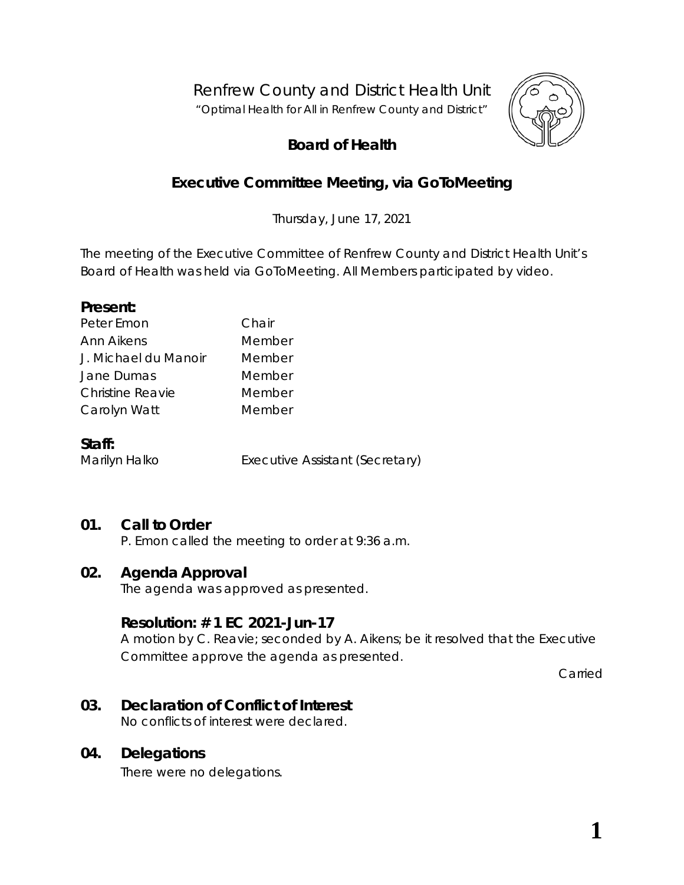# Renfrew County and District Health Unit

"Optimal Health for All in Renfrew County and District"

## Board of Health

## Executive Committee Meeting, via GoToMeeting

Thursday, June 17, 2021

The meeting of the Executive Committee of Renfrew County and District Health Unit's Board of Health was held via GoToMeeting. All Members participated by video.

**Present:**

| | |
|---|---|
| Peter Emon | Chair |
| Ann Aikens | Member |
| J. Michael du Manoir | Member |
| Jane Dumas | Member |
| Christine Reavie | Member |
| Carolyn Watt | Member |

**Staff:**

| | |
|---|---|
| Marilyn Halko | Executive Assistant (Secretary) |

### 01. Call to Order

P. Emon called the meeting to order at 9:36 a.m.

### 02. Agenda Approval

The agenda was approved as presented.

**Resolution: # 1 EC 2021-Jun-17**

A motion by C. Reavie; seconded by A. Aikens; be it resolved that the Executive Committee approve the agenda as presented.

Carried

### 03. Declaration of Conflict of Interest

No conflicts of interest were declared.

### 04. Delegations

There were no delegations.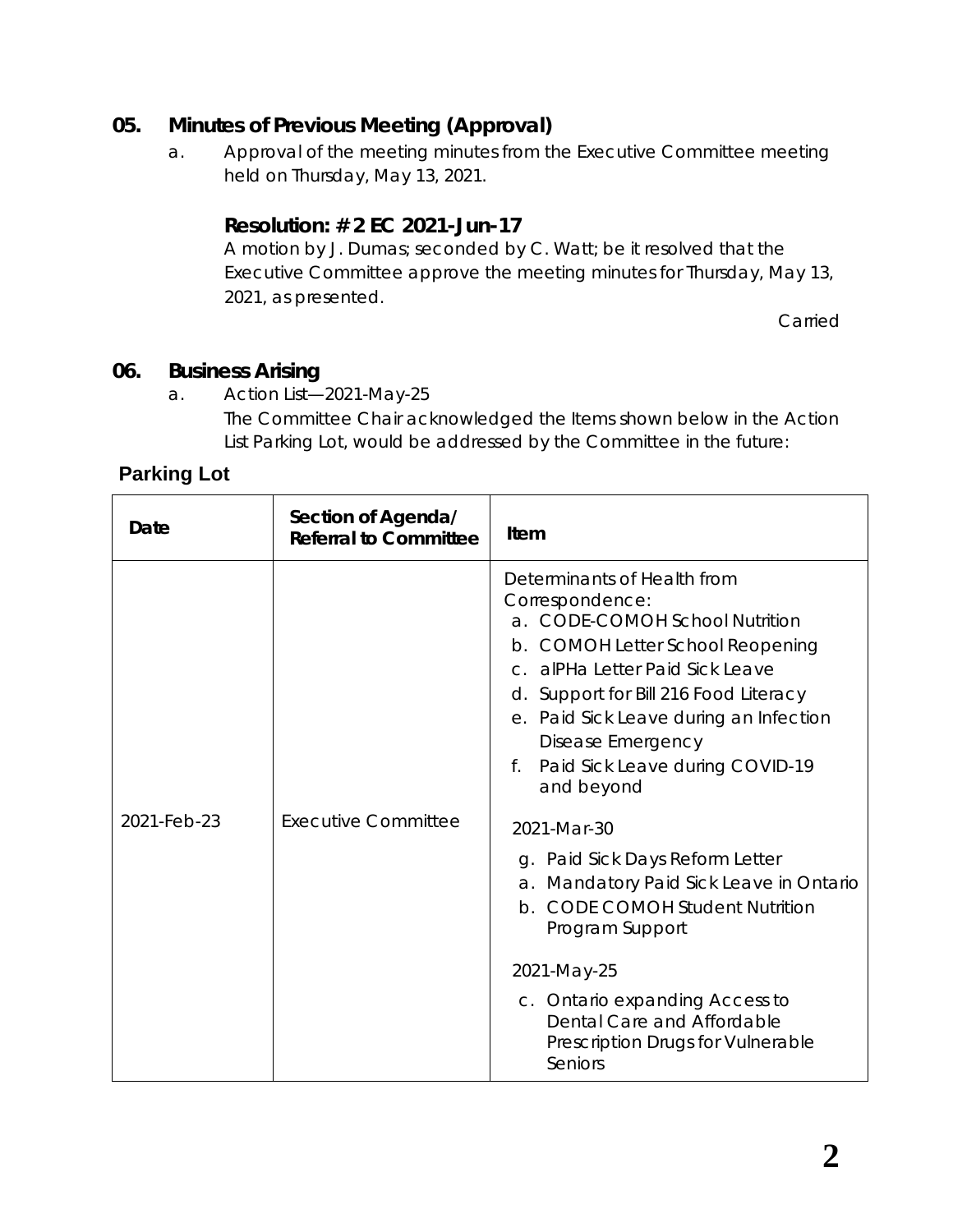## 05. Minutes of Previous Meeting (Approval)

a. Approval of the meeting minutes from the Executive Committee meeting held on Thursday, May 13, 2021.

### Resolution: # 2 EC 2021-Jun-17

A motion by J. Dumas; seconded by C. Watt; be it resolved that the Executive Committee approve the meeting minutes for Thursday, May 13, 2021, as presented.

Carried

## 06. Business Arising

a. Action List—2021-May-25

The Committee Chair acknowledged the Items shown below in the Action List Parking Lot, would be addressed by the Committee in the future:

**Parking Lot**

| Date | Section of Agenda/ Referral to Committee | Item |
|---|---|---|
| 2021-Feb-23 | Executive Committee | Determinants of Health from Correspondence:<br>a. CODE-COMOH School Nutrition<br>b. COMOH Letter School Reopening<br>c. alPHa Letter Paid Sick Leave<br>d. Support for Bill 216 Food Literacy<br>e. Paid Sick Leave during an Infection Disease Emergency<br>f. Paid Sick Leave during COVID-19 and beyond<br><br>2021-Mar-30<br>g. Paid Sick Days Reform Letter<br>a. Mandatory Paid Sick Leave in Ontario<br>b. CODE COMOH Student Nutrition Program Support<br><br>2021-May-25<br>c. Ontario expanding Access to Dental Care and Affordable Prescription Drugs for Vulnerable Seniors |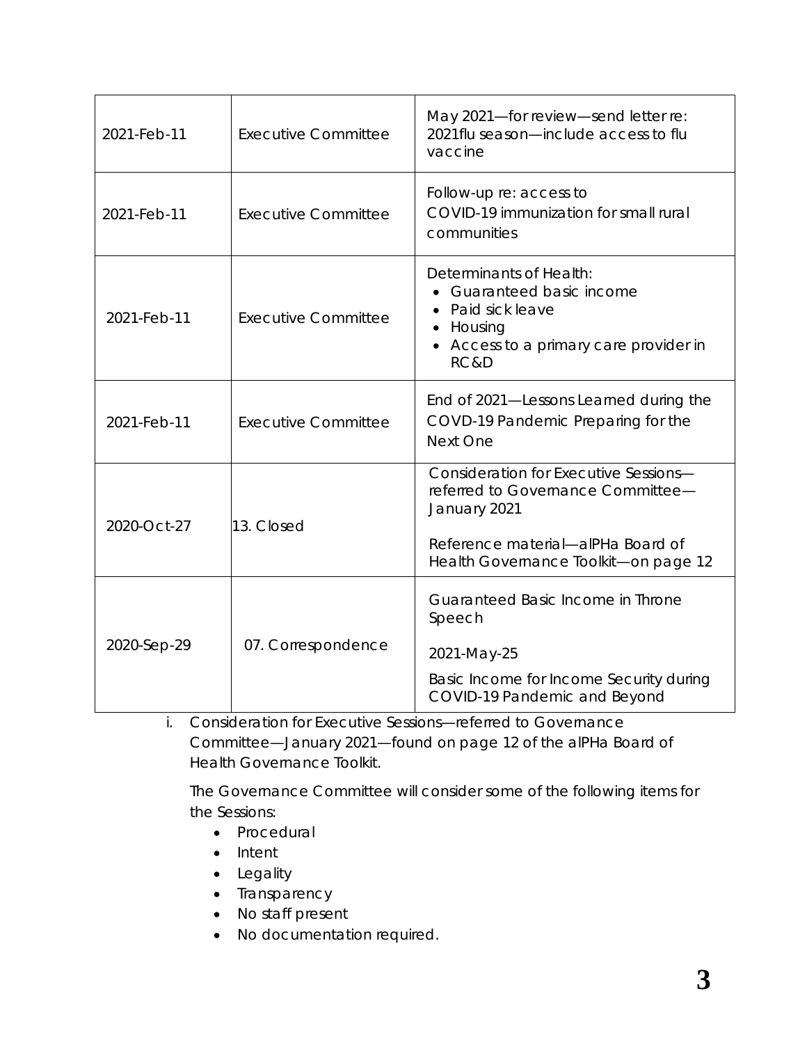| | | |
|---|---|---|
| 2021-Feb-11 | Executive Committee | May 2021—for review—send letter re: 2021flu season—include access to flu vaccine |
| 2021-Feb-11 | Executive Committee | Follow-up re: access to COVID-19 immunization for small rural communities |
| 2021-Feb-11 | Executive Committee | Determinants of Health:<br>• Guaranteed basic income<br>• Paid sick leave<br>• Housing<br>• Access to a primary care provider in RC&D |
| 2021-Feb-11 | Executive Committee | End of 2021—Lessons Learned during the COVD-19 Pandemic Preparing for the Next One |
| 2020-Oct-27 | 13. Closed | Consideration for Executive Sessions—referred to Governance Committee—January 2021<br><br>Reference material—alPHa Board of Health Governance Toolkit—on page 12 |
| 2020-Sep-29 | 07. Correspondence | Guaranteed Basic Income in Throne Speech<br><br>2021-May-25<br><br>Basic Income for Income Security during COVID-19 Pandemic and Beyond |

i. Consideration for Executive Sessions—referred to Governance Committee—January 2021—found on page 12 of the alPHa Board of Health Governance Toolkit.

The Governance Committee will consider some of the following items for the Sessions:

- Procedural
- Intent
- Legality
- Transparency
- No staff present
- No documentation required.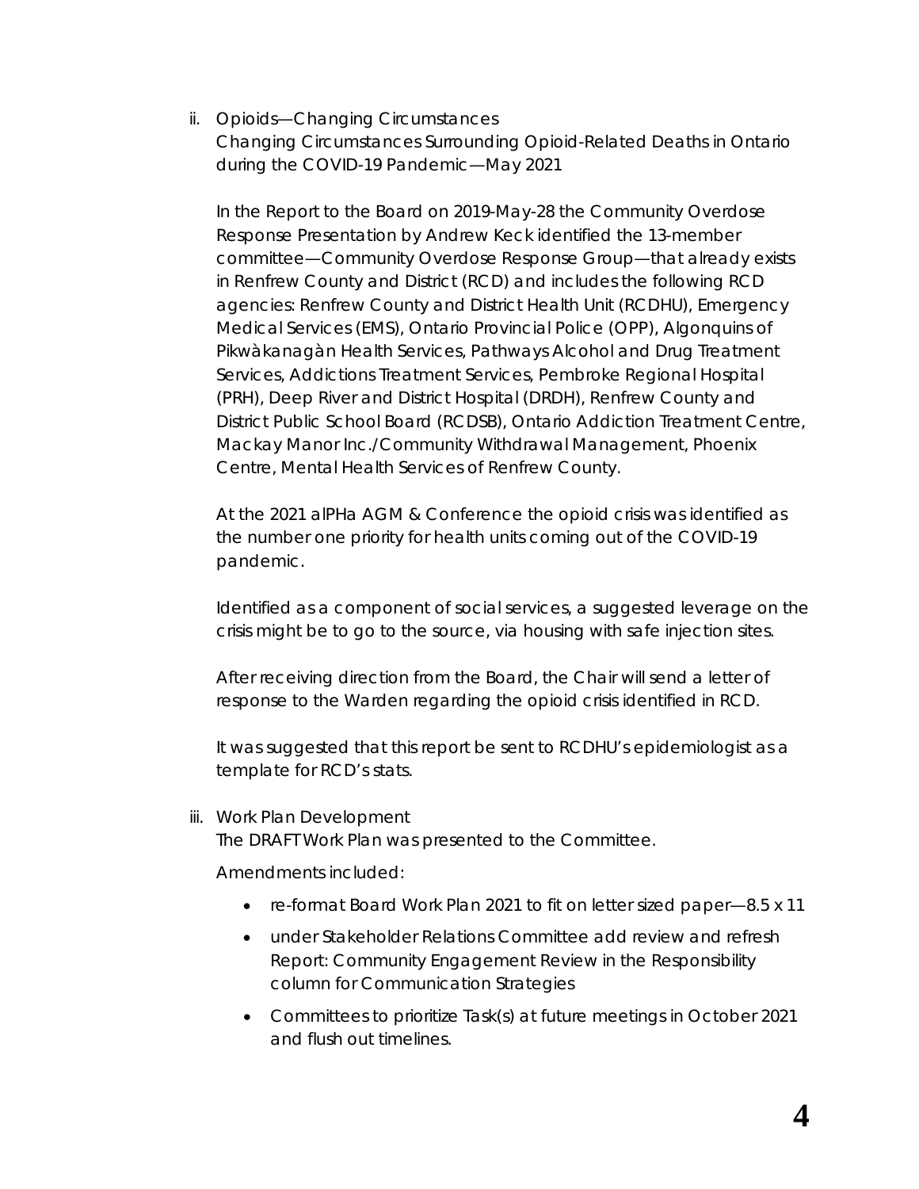ii. Opioids—Changing Circumstances
Changing Circumstances Surrounding Opioid-Related Deaths in Ontario during the COVID-19 Pandemic—May 2021

In the Report to the Board on 2019-May-28 the Community Overdose Response Presentation by Andrew Keck identified the 13-member committee—Community Overdose Response Group—that already exists in Renfrew County and District (RCD) and includes the following RCD agencies: Renfrew County and District Health Unit (RCDHU), Emergency Medical Services (EMS), Ontario Provincial Police (OPP), Algonquins of Pikwàkanagàn Health Services, Pathways Alcohol and Drug Treatment Services, Addictions Treatment Services, Pembroke Regional Hospital (PRH), Deep River and District Hospital (DRDH), Renfrew County and District Public School Board (RCDSB), Ontario Addiction Treatment Centre, Mackay Manor Inc./Community Withdrawal Management, Phoenix Centre, Mental Health Services of Renfrew County.

At the 2021 alPHa AGM & Conference the opioid crisis was identified as the number one priority for health units coming out of the COVID-19 pandemic.

Identified as a component of social services, a suggested leverage on the crisis might be to go to the source, via housing with safe injection sites.

After receiving direction from the Board, the Chair will send a letter of response to the Warden regarding the opioid crisis identified in RCD.

It was suggested that this report be sent to RCDHU's epidemiologist as a template for RCD's stats.

iii. Work Plan Development
The DRAFT Work Plan was presented to the Committee.

Amendments included:

- re-format Board Work Plan 2021 to fit on letter sized paper—8.5 x 11
- under Stakeholder Relations Committee add review and refresh Report: Community Engagement Review in the Responsibility column for Communication Strategies
- Committees to prioritize Task(s) at future meetings in October 2021 and flush out timelines.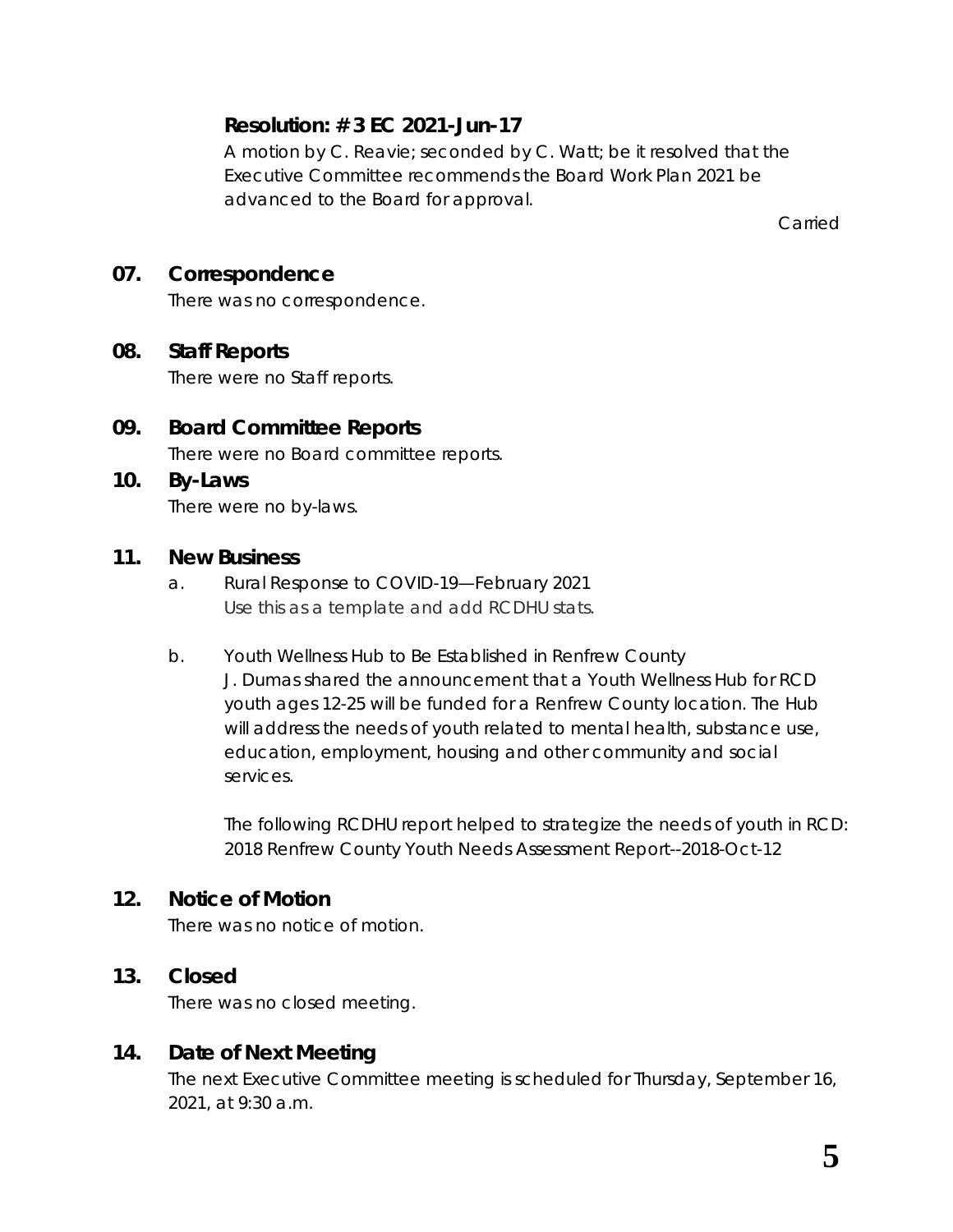**Resolution: # 3 EC 2021-Jun-17**

A motion by C. Reavie; seconded by C. Watt; be it resolved that the Executive Committee recommends the Board Work Plan 2021 be advanced to the Board for approval.

Carried

## 07. Correspondence

There was no correspondence.

## 08. Staff Reports

There were no Staff reports.

## 09. Board Committee Reports

There were no Board committee reports.

## 10. By-Laws

There were no by-laws.

## 11. New Business

a. Rural Response to COVID-19—February 2021

Use this as a template and add RCDHU stats.

b. Youth Wellness Hub to Be Established in Renfrew County

J. Dumas shared the announcement that a Youth Wellness Hub for RCD youth ages 12-25 will be funded for a Renfrew County location. The Hub will address the needs of youth related to mental health, substance use, education, employment, housing and other community and social services.

The following RCDHU report helped to strategize the needs of youth in RCD: 2018 Renfrew County Youth Needs Assessment Report--2018-Oct-12

## 12. Notice of Motion

There was no notice of motion.

## 13. Closed

There was no closed meeting.

## 14. Date of Next Meeting

The next Executive Committee meeting is scheduled for Thursday, September 16, 2021, at 9:30 a.m.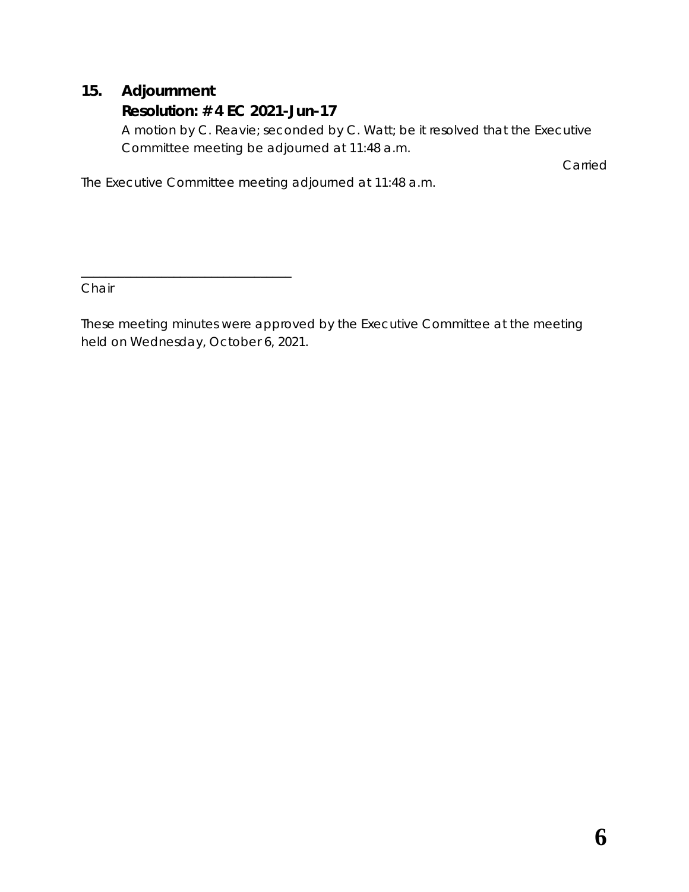## 15. Adjournment

**Resolution: # 4 EC 2021-Jun-17**

A motion by C. Reavie; seconded by C. Watt; be it resolved that the Executive Committee meeting be adjourned at 11:48 a.m.

Carried

The Executive Committee meeting adjourned at 11:48 a.m.

\_\_\_\_\_\_\_\_\_\_\_\_\_\_\_\_\_\_\_\_\_\_\_\_\_\_\_\_\_\_\_\_

Chair

These meeting minutes were approved by the Executive Committee at the meeting held on Wednesday, October 6, 2021.